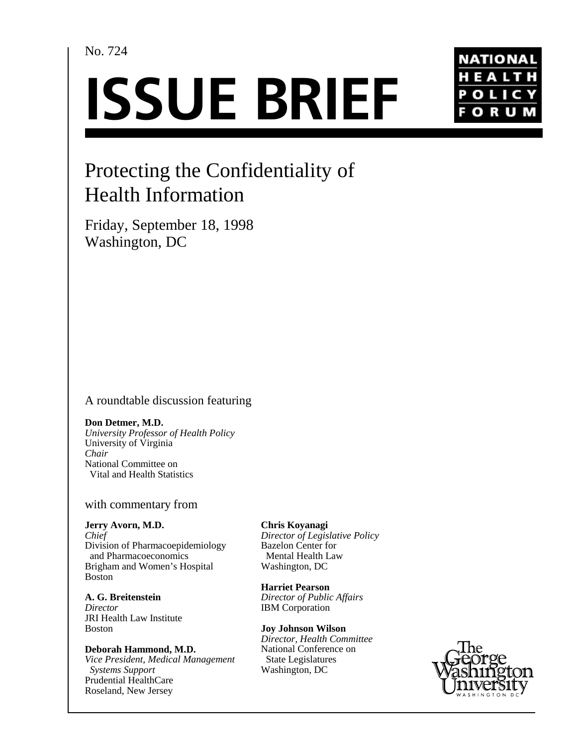No. 724

# ISSUE BRIEF

NATIONAL HEALTH POLICY FORUM

## Protecting the Confidentiality of Health Information

Friday, September 18, 1998
Washington, DC

A roundtable discussion featuring

**Don Detmer, M.D.**
*University Professor of Health Policy*
University of Virginia
*Chair*
National Committee on Vital and Health Statistics

with commentary from

**Jerry Avorn, M.D.**
*Chief*
Division of Pharmacoepidemiology and Pharmacoeconomics
Brigham and Women's Hospital
Boston

**A. G. Breitenstein**
*Director*
JRI Health Law Institute
Boston

**Deborah Hammond, M.D.**
*Vice President, Medical Management Systems Support*
Prudential HealthCare
Roseland, New Jersey

**Chris Koyanagi**
*Director of Legislative Policy*
Bazelon Center for Mental Health Law
Washington, DC

**Harriet Pearson**
*Director of Public Affairs*
IBM Corporation

**Joy Johnson Wilson**
*Director, Health Committee*
National Conference on State Legislatures
Washington, DC

The George Washington University
WASHINGTON DC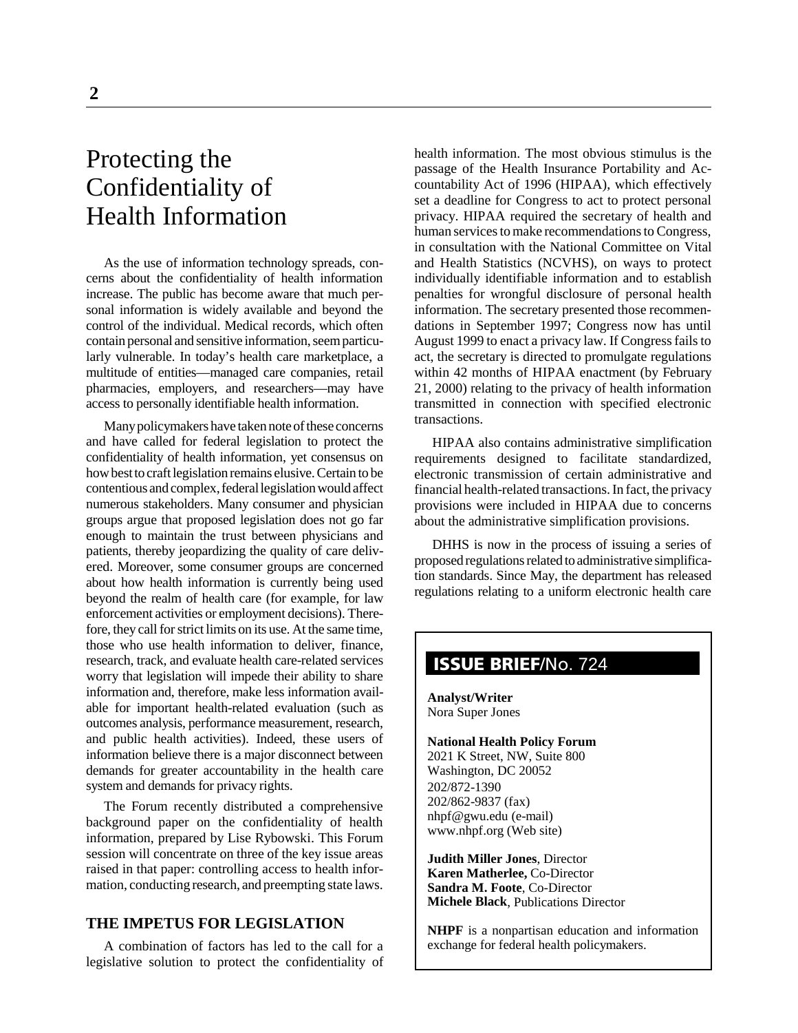# Protecting the Confidentiality of Health Information

As the use of information technology spreads, concerns about the confidentiality of health information increase. The public has become aware that much personal information is widely available and beyond the control of the individual. Medical records, which often contain personal and sensitive information, seem particularly vulnerable. In today's health care marketplace, a multitude of entities—managed care companies, retail pharmacies, employers, and researchers—may have access to personally identifiable health information.

Many policymakers have taken note of these concerns and have called for federal legislation to protect the confidentiality of health information, yet consensus on how best to craft legislation remains elusive. Certain to be contentious and complex, federal legislation would affect numerous stakeholders. Many consumer and physician groups argue that proposed legislation does not go far enough to maintain the trust between physicians and patients, thereby jeopardizing the quality of care delivered. Moreover, some consumer groups are concerned about how health information is currently being used beyond the realm of health care (for example, for law enforcement activities or employment decisions). Therefore, they call for strict limits on its use. At the same time, those who use health information to deliver, finance, research, track, and evaluate health care-related services worry that legislation will impede their ability to share information and, therefore, make less information available for important health-related evaluation (such as outcomes analysis, performance measurement, research, and public health activities). Indeed, these users of information believe there is a major disconnect between demands for greater accountability in the health care system and demands for privacy rights.

The Forum recently distributed a comprehensive background paper on the confidentiality of health information, prepared by Lise Rybowski. This Forum session will concentrate on three of the key issue areas raised in that paper: controlling access to health information, conducting research, and preempting state laws.

## THE IMPETUS FOR LEGISLATION

A combination of factors has led to the call for a legislative solution to protect the confidentiality of health information. The most obvious stimulus is the passage of the Health Insurance Portability and Accountability Act of 1996 (HIPAA), which effectively set a deadline for Congress to act to protect personal privacy. HIPAA required the secretary of health and human services to make recommendations to Congress, in consultation with the National Committee on Vital and Health Statistics (NCVHS), on ways to protect individually identifiable information and to establish penalties for wrongful disclosure of personal health information. The secretary presented those recommendations in September 1997; Congress now has until August 1999 to enact a privacy law. If Congress fails to act, the secretary is directed to promulgate regulations within 42 months of HIPAA enactment (by February 21, 2000) relating to the privacy of health information transmitted in connection with specified electronic transactions.

HIPAA also contains administrative simplification requirements designed to facilitate standardized, electronic transmission of certain administrative and financial health-related transactions. In fact, the privacy provisions were included in HIPAA due to concerns about the administrative simplification provisions.

DHHS is now in the process of issuing a series of proposed regulations related to administrative simplification standards. Since May, the department has released regulations relating to a uniform electronic health care

---

**ISSUE BRIEF/No. 724**

**Analyst/Writer**
Nora Super Jones

**National Health Policy Forum**
2021 K Street, NW, Suite 800
Washington, DC 20052
202/872-1390
202/862-9837 (fax)
nhpf@gwu.edu (e-mail)
www.nhpf.org (Web site)

**Judith Miller Jones**, Director
**Karen Matherlee,** Co-Director
**Sandra M. Foote**, Co-Director
**Michele Black**, Publications Director

**NHPF** is a nonpartisan education and information exchange for federal health policymakers.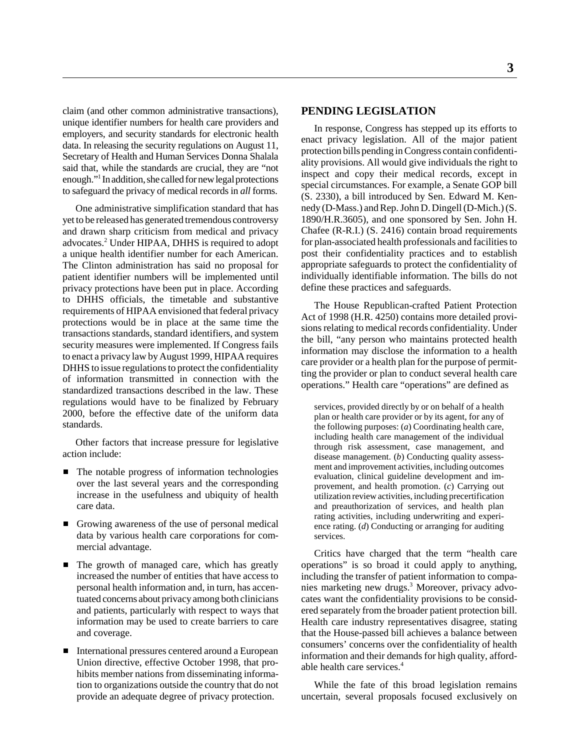claim (and other common administrative transactions), unique identifier numbers for health care providers and employers, and security standards for electronic health data. In releasing the security regulations on August 11, Secretary of Health and Human Services Donna Shalala said that, while the standards are crucial, they are "not enough."[1] In addition, she called for new legal protections to safeguard the privacy of medical records in *all* forms.

One administrative simplification standard that has yet to be released has generated tremendous controversy and drawn sharp criticism from medical and privacy advocates.[2] Under HIPAA, DHHS is required to adopt a unique health identifier number for each American. The Clinton administration has said no proposal for patient identifier numbers will be implemented until privacy protections have been put in place. According to DHHS officials, the timetable and substantive requirements of HIPAA envisioned that federal privacy protections would be in place at the same time the transactions standards, standard identifiers, and system security measures were implemented. If Congress fails to enact a privacy law by August 1999, HIPAA requires DHHS to issue regulations to protect the confidentiality of information transmitted in connection with the standardized transactions described in the law. These regulations would have to be finalized by February 2000, before the effective date of the uniform data standards.

Other factors that increase pressure for legislative action include:

- The notable progress of information technologies over the last several years and the corresponding increase in the usefulness and ubiquity of health care data.
- Growing awareness of the use of personal medical data by various health care corporations for commercial advantage.
- The growth of managed care, which has greatly increased the number of entities that have access to personal health information and, in turn, has accentuated concerns about privacy among both clinicians and patients, particularly with respect to ways that information may be used to create barriers to care and coverage.
- International pressures centered around a European Union directive, effective October 1998, that prohibits member nations from disseminating information to organizations outside the country that do not provide an adequate degree of privacy protection.

## PENDING LEGISLATION

In response, Congress has stepped up its efforts to enact privacy legislation. All of the major patient protection bills pending in Congress contain confidentiality provisions. All would give individuals the right to inspect and copy their medical records, except in special circumstances. For example, a Senate GOP bill (S. 2330), a bill introduced by Sen. Edward M. Kennedy (D-Mass.) and Rep. John D. Dingell (D-Mich.) (S. 1890/H.R.3605), and one sponsored by Sen. John H. Chafee (R-R.I.) (S. 2416) contain broad requirements for plan-associated health professionals and facilities to post their confidentiality practices and to establish appropriate safeguards to protect the confidentiality of individually identifiable information. The bills do not define these practices and safeguards.

The House Republican-crafted Patient Protection Act of 1998 (H.R. 4250) contains more detailed provisions relating to medical records confidentiality. Under the bill, "any person who maintains protected health information may disclose the information to a health care provider or a health plan for the purpose of permitting the provider or plan to conduct several health care operations." Health care "operations" are defined as

> services, provided directly by or on behalf of a health plan or health care provider or by its agent, for any of the following purposes: (*a*) Coordinating health care, including health care management of the individual through risk assessment, case management, and disease management. (*b*) Conducting quality assessment and improvement activities, including outcomes evaluation, clinical guideline development and improvement, and health promotion. (*c*) Carrying out utilization review activities, including precertification and preauthorization of services, and health plan rating activities, including underwriting and experience rating. (*d*) Conducting or arranging for auditing services.

Critics have charged that the term "health care operations" is so broad it could apply to anything, including the transfer of patient information to companies marketing new drugs.[3] Moreover, privacy advocates want the confidentiality provisions to be considered separately from the broader patient protection bill. Health care industry representatives disagree, stating that the House-passed bill achieves a balance between consumers' concerns over the confidentiality of health information and their demands for high quality, affordable health care services.[4]

While the fate of this broad legislation remains uncertain, several proposals focused exclusively on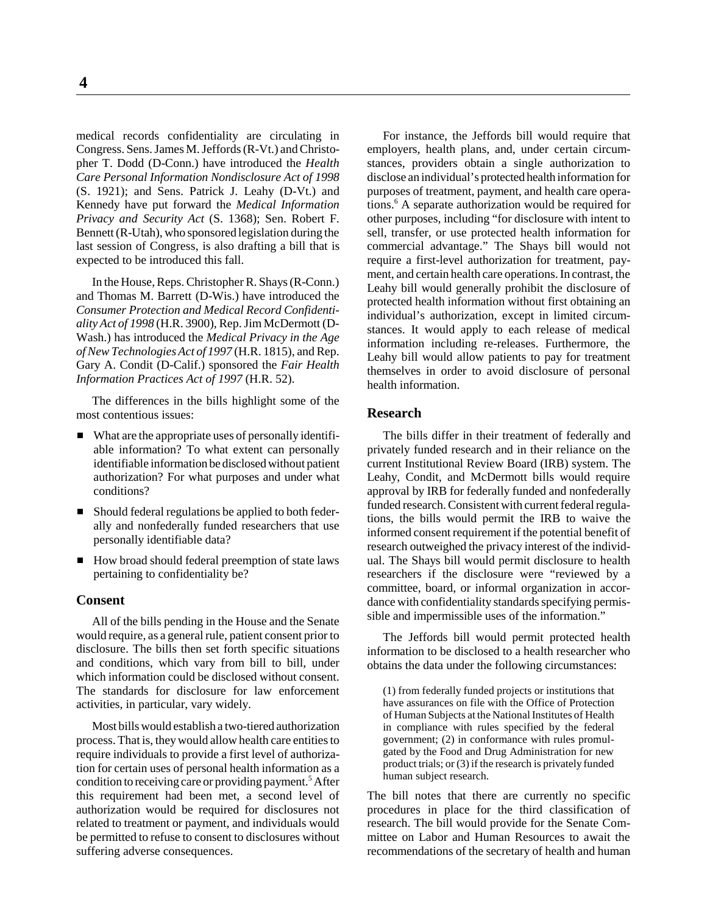medical records confidentiality are circulating in Congress. Sens. James M. Jeffords (R-Vt.) and Christopher T. Dodd (D-Conn.) have introduced the *Health Care Personal Information Nondisclosure Act of 1998* (S. 1921); and Sens. Patrick J. Leahy (D-Vt.) and Kennedy have put forward the *Medical Information Privacy and Security Act* (S. 1368); Sen. Robert F. Bennett (R-Utah), who sponsored legislation during the last session of Congress, is also drafting a bill that is expected to be introduced this fall.

In the House, Reps. Christopher R. Shays (R-Conn.) and Thomas M. Barrett (D-Wis.) have introduced the *Consumer Protection and Medical Record Confidentiality Act of 1998* (H.R. 3900), Rep. Jim McDermott (D-Wash.) has introduced the *Medical Privacy in the Age of New Technologies Act of 1997* (H.R. 1815), and Rep. Gary A. Condit (D-Calif.) sponsored the *Fair Health Information Practices Act of 1997* (H.R. 52).

The differences in the bills highlight some of the most contentious issues:

- What are the appropriate uses of personally identifiable information? To what extent can personally identifiable information be disclosed without patient authorization? For what purposes and under what conditions?
- Should federal regulations be applied to both federally and nonfederally funded researchers that use personally identifiable data?
- How broad should federal preemption of state laws pertaining to confidentiality be?

## Consent

All of the bills pending in the House and the Senate would require, as a general rule, patient consent prior to disclosure. The bills then set forth specific situations and conditions, which vary from bill to bill, under which information could be disclosed without consent. The standards for disclosure for law enforcement activities, in particular, vary widely.

Most bills would establish a two-tiered authorization process. That is, they would allow health care entities to require individuals to provide a first level of authorization for certain uses of personal health information as a condition to receiving care or providing payment.[5] After this requirement had been met, a second level of authorization would be required for disclosures not related to treatment or payment, and individuals would be permitted to refuse to consent to disclosures without suffering adverse consequences.

For instance, the Jeffords bill would require that employers, health plans, and, under certain circumstances, providers obtain a single authorization to disclose an individual's protected health information for purposes of treatment, payment, and health care operations.[6] A separate authorization would be required for other purposes, including "for disclosure with intent to sell, transfer, or use protected health information for commercial advantage." The Shays bill would not require a first-level authorization for treatment, payment, and certain health care operations. In contrast, the Leahy bill would generally prohibit the disclosure of protected health information without first obtaining an individual's authorization, except in limited circumstances. It would apply to each release of medical information including re-releases. Furthermore, the Leahy bill would allow patients to pay for treatment themselves in order to avoid disclosure of personal health information.

## Research

The bills differ in their treatment of federally and privately funded research and in their reliance on the current Institutional Review Board (IRB) system. The Leahy, Condit, and McDermott bills would require approval by IRB for federally funded and nonfederally funded research. Consistent with current federal regulations, the bills would permit the IRB to waive the informed consent requirement if the potential benefit of research outweighed the privacy interest of the individual. The Shays bill would permit disclosure to health researchers if the disclosure were "reviewed by a committee, board, or informal organization in accordance with confidentiality standards specifying permissible and impermissible uses of the information."

The Jeffords bill would permit protected health information to be disclosed to a health researcher who obtains the data under the following circumstances:

> (1) from federally funded projects or institutions that have assurances on file with the Office of Protection of Human Subjects at the National Institutes of Health in compliance with rules specified by the federal government; (2) in conformance with rules promulgated by the Food and Drug Administration for new product trials; or (3) if the research is privately funded human subject research.

The bill notes that there are currently no specific procedures in place for the third classification of research. The bill would provide for the Senate Committee on Labor and Human Resources to await the recommendations of the secretary of health and human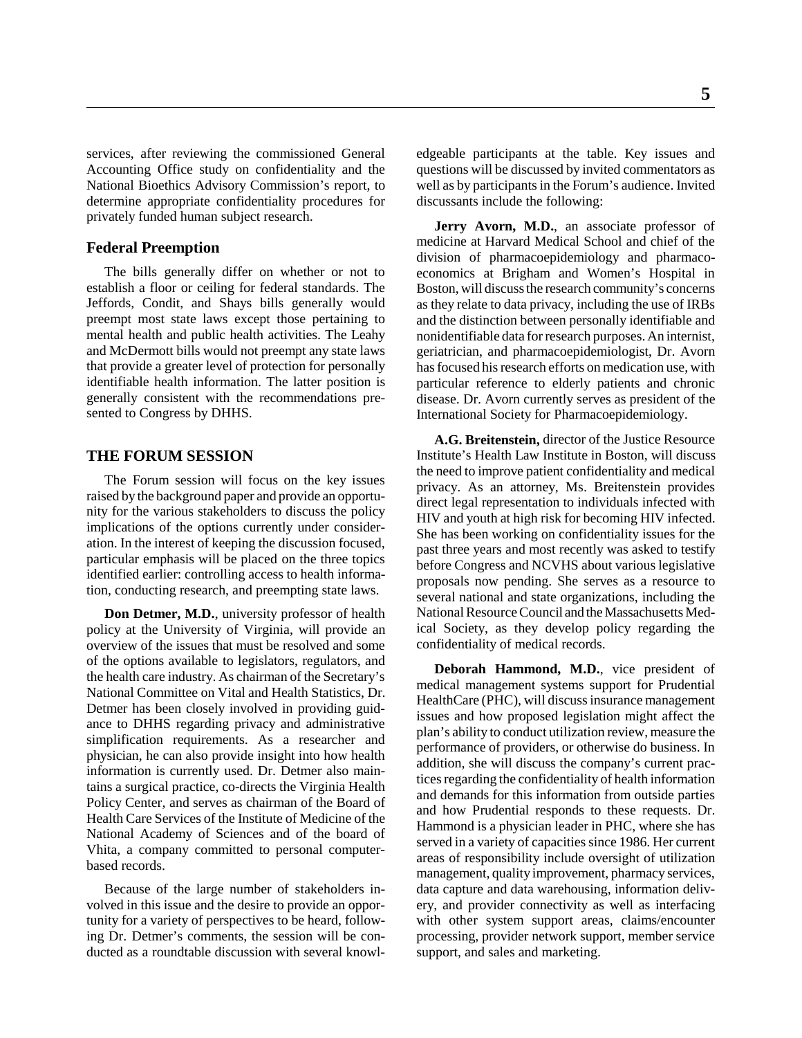services, after reviewing the commissioned General Accounting Office study on confidentiality and the National Bioethics Advisory Commission's report, to determine appropriate confidentiality procedures for privately funded human subject research.

### Federal Preemption

The bills generally differ on whether or not to establish a floor or ceiling for federal standards. The Jeffords, Condit, and Shays bills generally would preempt most state laws except those pertaining to mental health and public health activities. The Leahy and McDermott bills would not preempt any state laws that provide a greater level of protection for personally identifiable health information. The latter position is generally consistent with the recommendations presented to Congress by DHHS.

## THE FORUM SESSION

The Forum session will focus on the key issues raised by the background paper and provide an opportunity for the various stakeholders to discuss the policy implications of the options currently under consideration. In the interest of keeping the discussion focused, particular emphasis will be placed on the three topics identified earlier: controlling access to health information, conducting research, and preempting state laws.

**Don Detmer, M.D.**, university professor of health policy at the University of Virginia, will provide an overview of the issues that must be resolved and some of the options available to legislators, regulators, and the health care industry. As chairman of the Secretary's National Committee on Vital and Health Statistics, Dr. Detmer has been closely involved in providing guidance to DHHS regarding privacy and administrative simplification requirements. As a researcher and physician, he can also provide insight into how health information is currently used. Dr. Detmer also maintains a surgical practice, co-directs the Virginia Health Policy Center, and serves as chairman of the Board of Health Care Services of the Institute of Medicine of the National Academy of Sciences and of the board of Vhita, a company committed to personal computer-based records.

Because of the large number of stakeholders involved in this issue and the desire to provide an opportunity for a variety of perspectives to be heard, following Dr. Detmer's comments, the session will be conducted as a roundtable discussion with several knowledgeable participants at the table. Key issues and questions will be discussed by invited commentators as well as by participants in the Forum's audience. Invited discussants include the following:

**Jerry Avorn, M.D.**, an associate professor of medicine at Harvard Medical School and chief of the division of pharmacoepidemiology and pharmacoeconomics at Brigham and Women's Hospital in Boston, will discuss the research community's concerns as they relate to data privacy, including the use of IRBs and the distinction between personally identifiable and nonidentifiable data for research purposes. An internist, geriatrician, and pharmacoepidemiologist, Dr. Avorn has focused his research efforts on medication use, with particular reference to elderly patients and chronic disease. Dr. Avorn currently serves as president of the International Society for Pharmacoepidemiology.

**A.G. Breitenstein,** director of the Justice Resource Institute's Health Law Institute in Boston, will discuss the need to improve patient confidentiality and medical privacy. As an attorney, Ms. Breitenstein provides direct legal representation to individuals infected with HIV and youth at high risk for becoming HIV infected. She has been working on confidentiality issues for the past three years and most recently was asked to testify before Congress and NCVHS about various legislative proposals now pending. She serves as a resource to several national and state organizations, including the National Resource Council and the Massachusetts Medical Society, as they develop policy regarding the confidentiality of medical records.

**Deborah Hammond, M.D.**, vice president of medical management systems support for Prudential HealthCare (PHC), will discuss insurance management issues and how proposed legislation might affect the plan's ability to conduct utilization review, measure the performance of providers, or otherwise do business. In addition, she will discuss the company's current practices regarding the confidentiality of health information and demands for this information from outside parties and how Prudential responds to these requests. Dr. Hammond is a physician leader in PHC, where she has served in a variety of capacities since 1986. Her current areas of responsibility include oversight of utilization management, quality improvement, pharmacy services, data capture and data warehousing, information delivery, and provider connectivity as well as interfacing with other system support areas, claims/encounter processing, provider network support, member service support, and sales and marketing.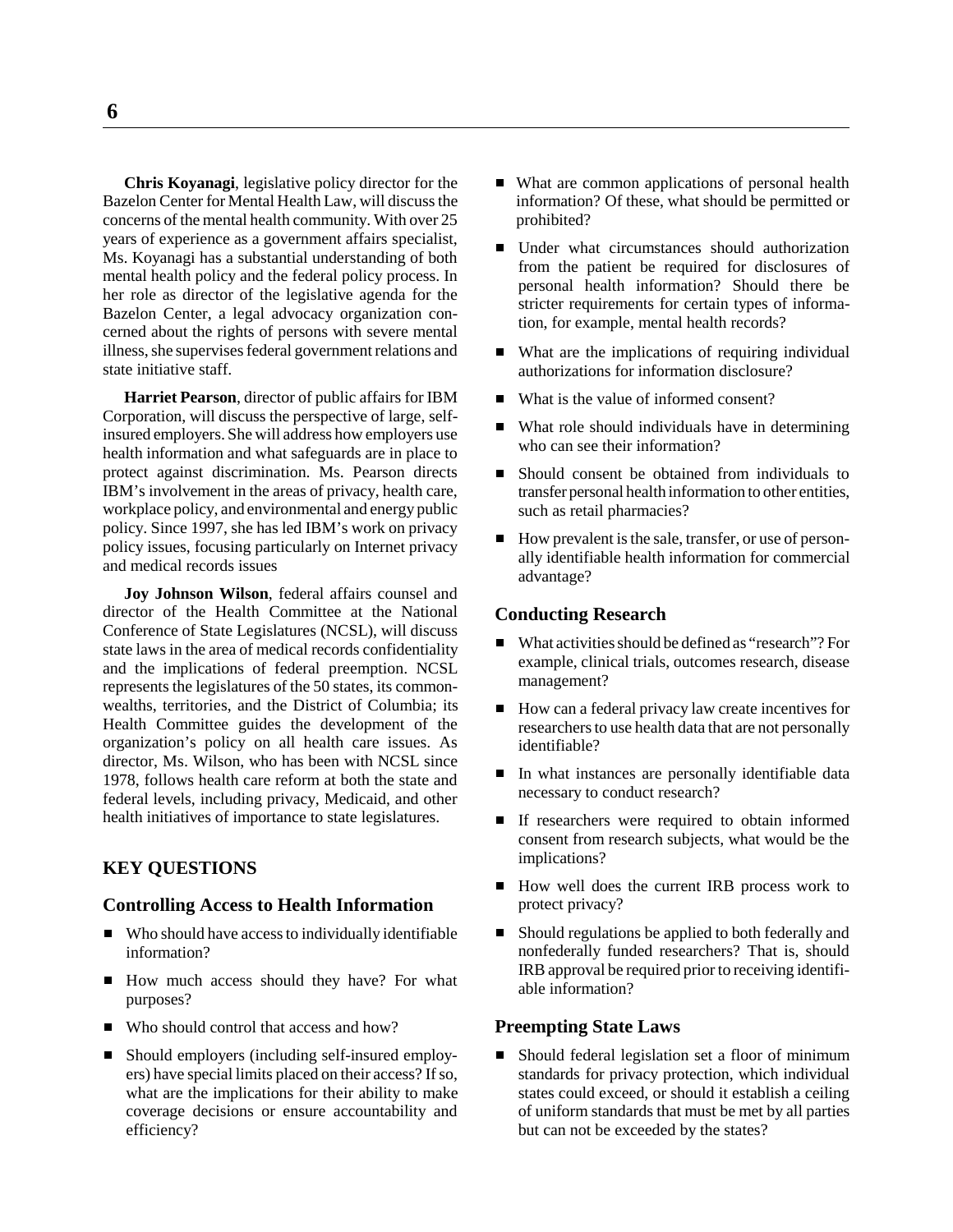**Chris Koyanagi**, legislative policy director for the Bazelon Center for Mental Health Law, will discuss the concerns of the mental health community. With over 25 years of experience as a government affairs specialist, Ms. Koyanagi has a substantial understanding of both mental health policy and the federal policy process. In her role as director of the legislative agenda for the Bazelon Center, a legal advocacy organization concerned about the rights of persons with severe mental illness, she supervises federal government relations and state initiative staff.

**Harriet Pearson**, director of public affairs for IBM Corporation, will discuss the perspective of large, self-insured employers. She will address how employers use health information and what safeguards are in place to protect against discrimination. Ms. Pearson directs IBM's involvement in the areas of privacy, health care, workplace policy, and environmental and energy public policy. Since 1997, she has led IBM's work on privacy policy issues, focusing particularly on Internet privacy and medical records issues

**Joy Johnson Wilson**, federal affairs counsel and director of the Health Committee at the National Conference of State Legislatures (NCSL), will discuss state laws in the area of medical records confidentiality and the implications of federal preemption. NCSL represents the legislatures of the 50 states, its commonwealths, territories, and the District of Columbia; its Health Committee guides the development of the organization's policy on all health care issues. As director, Ms. Wilson, who has been with NCSL since 1978, follows health care reform at both the state and federal levels, including privacy, Medicaid, and other health initiatives of importance to state legislatures.

## KEY QUESTIONS

### Controlling Access to Health Information

- Who should have access to individually identifiable information?
- How much access should they have? For what purposes?
- Who should control that access and how?
- Should employers (including self-insured employers) have special limits placed on their access? If so, what are the implications for their ability to make coverage decisions or ensure accountability and efficiency?
- What are common applications of personal health information? Of these, what should be permitted or prohibited?
- Under what circumstances should authorization from the patient be required for disclosures of personal health information? Should there be stricter requirements for certain types of information, for example, mental health records?
- What are the implications of requiring individual authorizations for information disclosure?
- What is the value of informed consent?
- What role should individuals have in determining who can see their information?
- Should consent be obtained from individuals to transfer personal health information to other entities, such as retail pharmacies?
- How prevalent is the sale, transfer, or use of personally identifiable health information for commercial advantage?

### Conducting Research

- What activities should be defined as "research"? For example, clinical trials, outcomes research, disease management?
- How can a federal privacy law create incentives for researchers to use health data that are not personally identifiable?
- In what instances are personally identifiable data necessary to conduct research?
- If researchers were required to obtain informed consent from research subjects, what would be the implications?
- How well does the current IRB process work to protect privacy?
- Should regulations be applied to both federally and nonfederally funded researchers? That is, should IRB approval be required prior to receiving identifiable information?

### Preempting State Laws

- Should federal legislation set a floor of minimum standards for privacy protection, which individual states could exceed, or should it establish a ceiling of uniform standards that must be met by all parties but can not be exceeded by the states?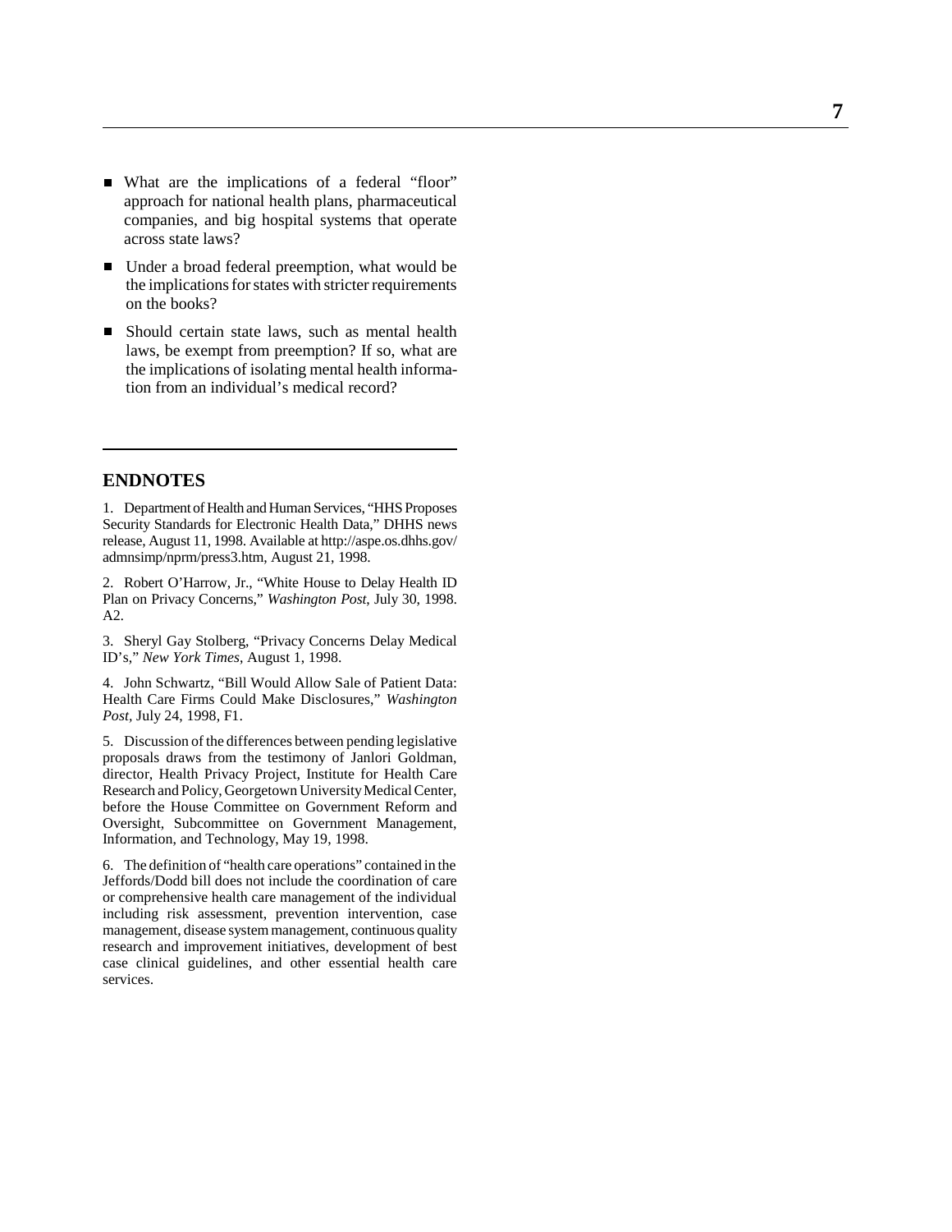- What are the implications of a federal "floor" approach for national health plans, pharmaceutical companies, and big hospital systems that operate across state laws?
- Under a broad federal preemption, what would be the implications for states with stricter requirements on the books?
- Should certain state laws, such as mental health laws, be exempt from preemption? If so, what are the implications of isolating mental health information from an individual's medical record?

## ENDNOTES

1. Department of Health and Human Services, "HHS Proposes Security Standards for Electronic Health Data," DHHS news release, August 11, 1998. Available at http://aspe.os.dhhs.gov/admnsimp/nprm/press3.htm, August 21, 1998.

2. Robert O'Harrow, Jr., "White House to Delay Health ID Plan on Privacy Concerns," *Washington Post*, July 30, 1998. A2.

3. Sheryl Gay Stolberg, "Privacy Concerns Delay Medical ID's," *New York Times*, August 1, 1998.

4. John Schwartz, "Bill Would Allow Sale of Patient Data: Health Care Firms Could Make Disclosures," *Washington Post*, July 24, 1998, F1.

5. Discussion of the differences between pending legislative proposals draws from the testimony of Janlori Goldman, director, Health Privacy Project, Institute for Health Care Research and Policy, Georgetown University Medical Center, before the House Committee on Government Reform and Oversight, Subcommittee on Government Management, Information, and Technology, May 19, 1998.

6. The definition of "health care operations" contained in the Jeffords/Dodd bill does not include the coordination of care or comprehensive health care management of the individual including risk assessment, prevention intervention, case management, disease system management, continuous quality research and improvement initiatives, development of best case clinical guidelines, and other essential health care services.